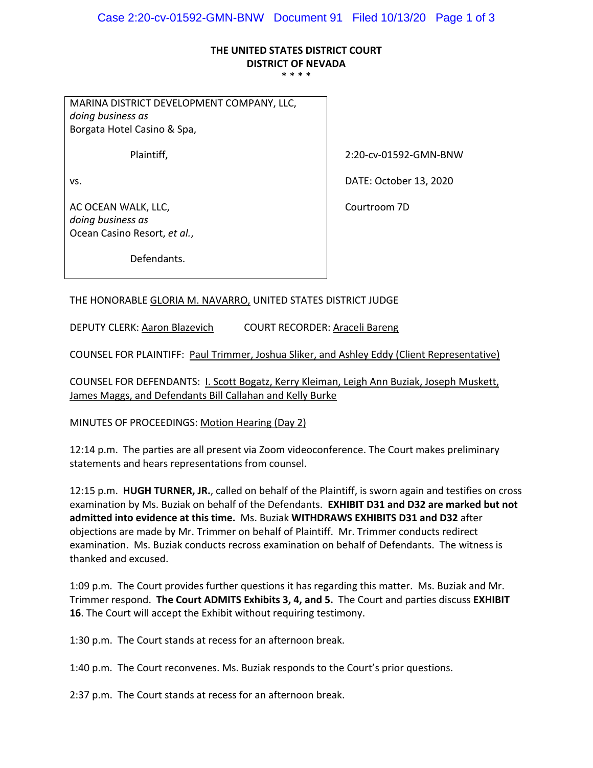**THE UNITED STATES DISTRICT COURT**
**DISTRICT OF NEVADA**
\* \* \* \*

| | |
|---|---|
| MARINA DISTRICT DEVELOPMENT COMPANY, LLC, *doing business as* Borgata Hotel Casino & Spa, | |
| Plaintiff, | 2:20-cv-01592-GMN-BNW |
| vs. | DATE: October 13, 2020 |
| AC OCEAN WALK, LLC, *doing business as* Ocean Casino Resort, *et al.*, | Courtroom 7D |
| Defendants. | |

THE HONORABLE GLORIA M. NAVARRO, UNITED STATES DISTRICT JUDGE

DEPUTY CLERK: Aaron Blazevich          COURT RECORDER: Araceli Bareng

COUNSEL FOR PLAINTIFF: Paul Trimmer, Joshua Sliker, and Ashley Eddy (Client Representative)

COUNSEL FOR DEFENDANTS: I. Scott Bogatz, Kerry Kleiman, Leigh Ann Buziak, Joseph Muskett, James Maggs, and Defendants Bill Callahan and Kelly Burke

MINUTES OF PROCEEDINGS: Motion Hearing (Day 2)

12:14 p.m. The parties are all present via Zoom videoconference. The Court makes preliminary statements and hears representations from counsel.

12:15 p.m. **HUGH TURNER, JR.**, called on behalf of the Plaintiff, is sworn again and testifies on cross examination by Ms. Buziak on behalf of the Defendants. **EXHIBIT D31 and D32 are marked but not admitted into evidence at this time.** Ms. Buziak **WITHDRAWS EXHIBITS D31 and D32** after objections are made by Mr. Trimmer on behalf of Plaintiff. Mr. Trimmer conducts redirect examination. Ms. Buziak conducts recross examination on behalf of Defendants. The witness is thanked and excused.

1:09 p.m. The Court provides further questions it has regarding this matter. Ms. Buziak and Mr. Trimmer respond. **The Court ADMITS Exhibits 3, 4, and 5.** The Court and parties discuss **EXHIBIT 16**. The Court will accept the Exhibit without requiring testimony.

1:30 p.m. The Court stands at recess for an afternoon break.

1:40 p.m. The Court reconvenes. Ms. Buziak responds to the Court's prior questions.

2:37 p.m. The Court stands at recess for an afternoon break.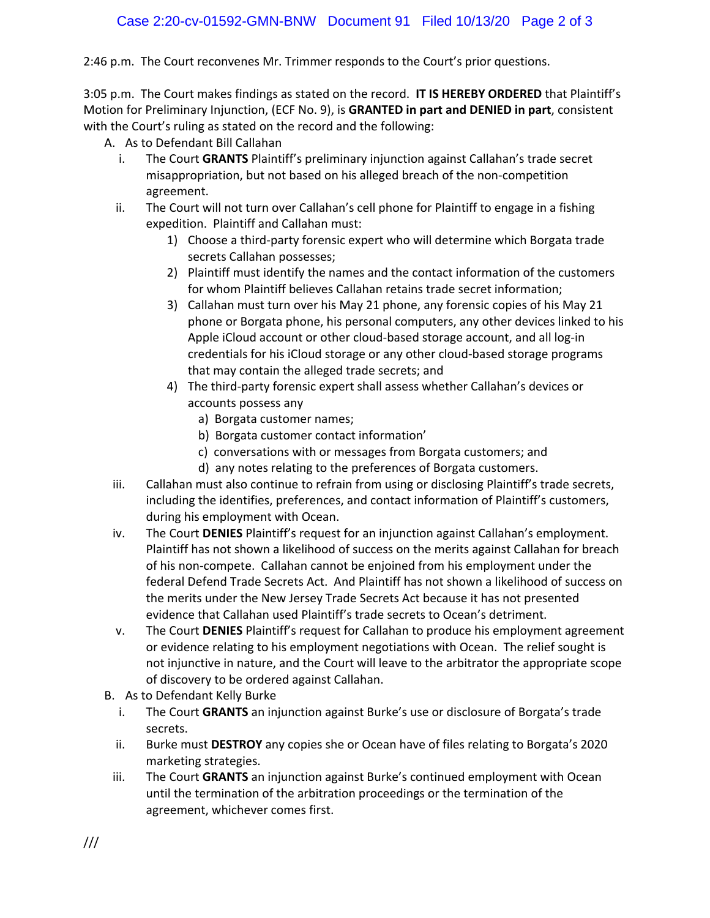2:46 p.m. The Court reconvenes Mr. Trimmer responds to the Court's prior questions.

3:05 p.m. The Court makes findings as stated on the record. **IT IS HEREBY ORDERED** that Plaintiff's Motion for Preliminary Injunction, (ECF No. 9), is **GRANTED in part and DENIED in part**, consistent with the Court's ruling as stated on the record and the following:

A. As to Defendant Bill Callahan

   i. The Court **GRANTS** Plaintiff's preliminary injunction against Callahan's trade secret misappropriation, but not based on his alleged breach of the non-competition agreement.

   ii. The Court will not turn over Callahan's cell phone for Plaintiff to engage in a fishing expedition. Plaintiff and Callahan must:

      1) Choose a third-party forensic expert who will determine which Borgata trade secrets Callahan possesses;

      2) Plaintiff must identify the names and the contact information of the customers for whom Plaintiff believes Callahan retains trade secret information;

      3) Callahan must turn over his May 21 phone, any forensic copies of his May 21 phone or Borgata phone, his personal computers, any other devices linked to his Apple iCloud account or other cloud-based storage account, and all log-in credentials for his iCloud storage or any other cloud-based storage programs that may contain the alleged trade secrets; and

      4) The third-party forensic expert shall assess whether Callahan's devices or accounts possess any

         a) Borgata customer names;

         b) Borgata customer contact information'

         c) conversations with or messages from Borgata customers; and

         d) any notes relating to the preferences of Borgata customers.

   iii. Callahan must also continue to refrain from using or disclosing Plaintiff's trade secrets, including the identifies, preferences, and contact information of Plaintiff's customers, during his employment with Ocean.

   iv. The Court **DENIES** Plaintiff's request for an injunction against Callahan's employment. Plaintiff has not shown a likelihood of success on the merits against Callahan for breach of his non-compete. Callahan cannot be enjoined from his employment under the federal Defend Trade Secrets Act. And Plaintiff has not shown a likelihood of success on the merits under the New Jersey Trade Secrets Act because it has not presented evidence that Callahan used Plaintiff's trade secrets to Ocean's detriment.

   v. The Court **DENIES** Plaintiff's request for Callahan to produce his employment agreement or evidence relating to his employment negotiations with Ocean. The relief sought is not injunctive in nature, and the Court will leave to the arbitrator the appropriate scope of discovery to be ordered against Callahan.

B. As to Defendant Kelly Burke

   i. The Court **GRANTS** an injunction against Burke's use or disclosure of Borgata's trade secrets.

   ii. Burke must **DESTROY** any copies she or Ocean have of files relating to Borgata's 2020 marketing strategies.

   iii. The Court **GRANTS** an injunction against Burke's continued employment with Ocean until the termination of the arbitration proceedings or the termination of the agreement, whichever comes first.

///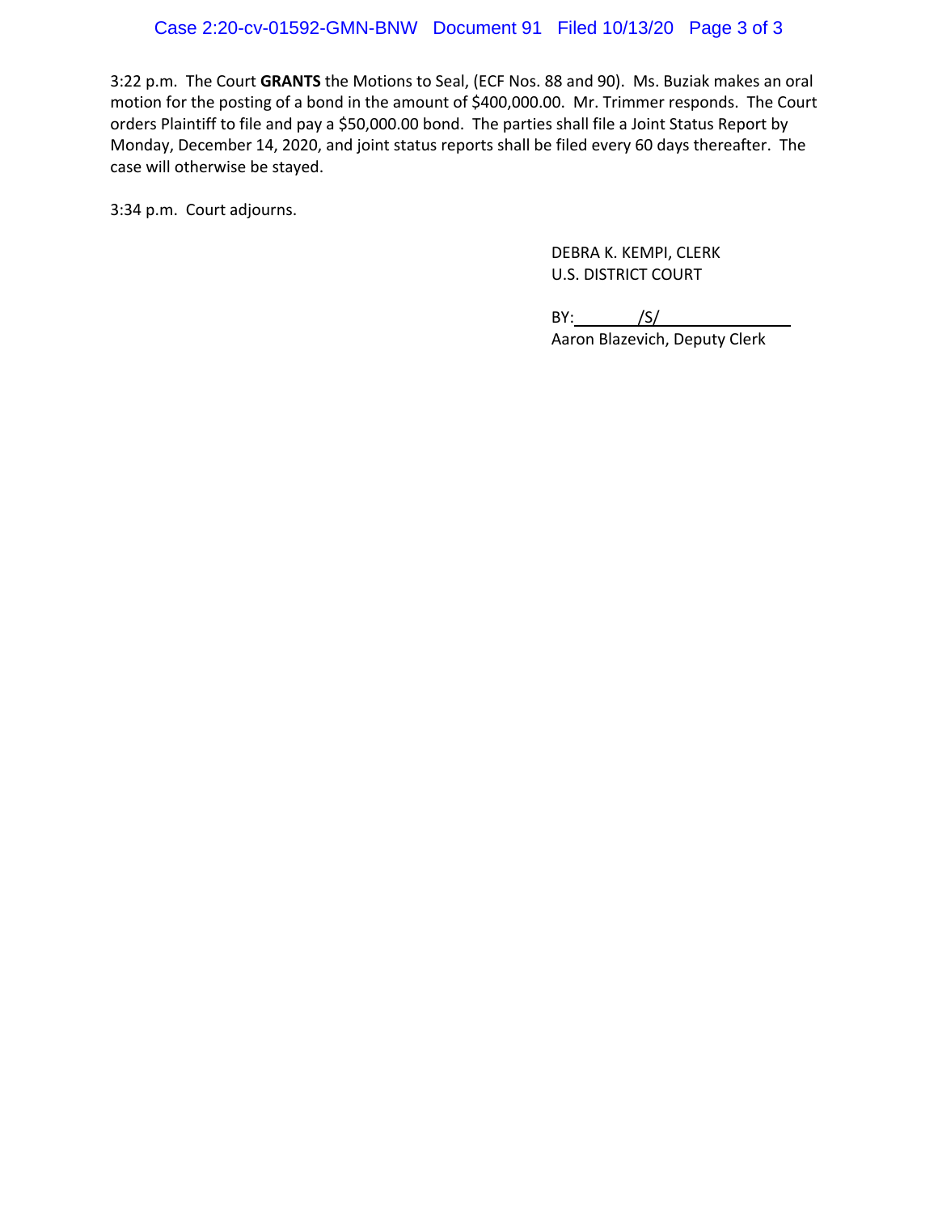3:22 p.m. The Court **GRANTS** the Motions to Seal, (ECF Nos. 88 and 90). Ms. Buziak makes an oral motion for the posting of a bond in the amount of $400,000.00. Mr. Trimmer responds. The Court orders Plaintiff to file and pay a $50,000.00 bond. The parties shall file a Joint Status Report by Monday, December 14, 2020, and joint status reports shall be filed every 60 days thereafter. The case will otherwise be stayed.

3:34 p.m. Court adjourns.

DEBRA K. KEMPI, CLERK
U.S. DISTRICT COURT

BY: /S/
Aaron Blazevich, Deputy Clerk